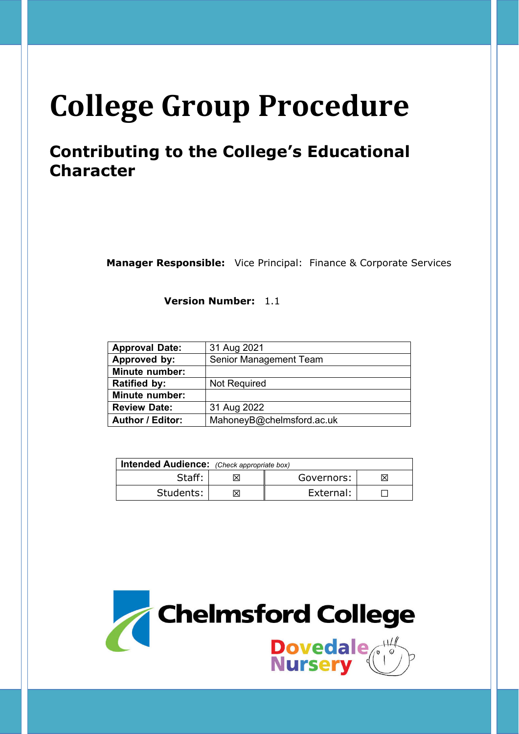# College Group Procedure

## Contributing to the College's Educational Character

**Manager Responsible:** Vice Principal: Finance & Corporate Services

**Version Number:** 1.1

| | |
|---|---|
| **Approval Date:** | 31 Aug 2021 |
| **Approved by:** | Senior Management Team |
| **Minute number:** | |
| **Ratified by:** | Not Required |
| **Minute number:** | |
| **Review Date:** | 31 Aug 2022 |
| **Author / Editor:** | MahoneyB@chelmsford.ac.uk |

| **Intended Audience:** *(Check appropriate box)* | | | |
|---|---|---|---|
| Staff: | ☒ | Governors: | ☒ |
| Students: | ☒ | External: | ☐ |

Chelmsford College

Dovedale Nursery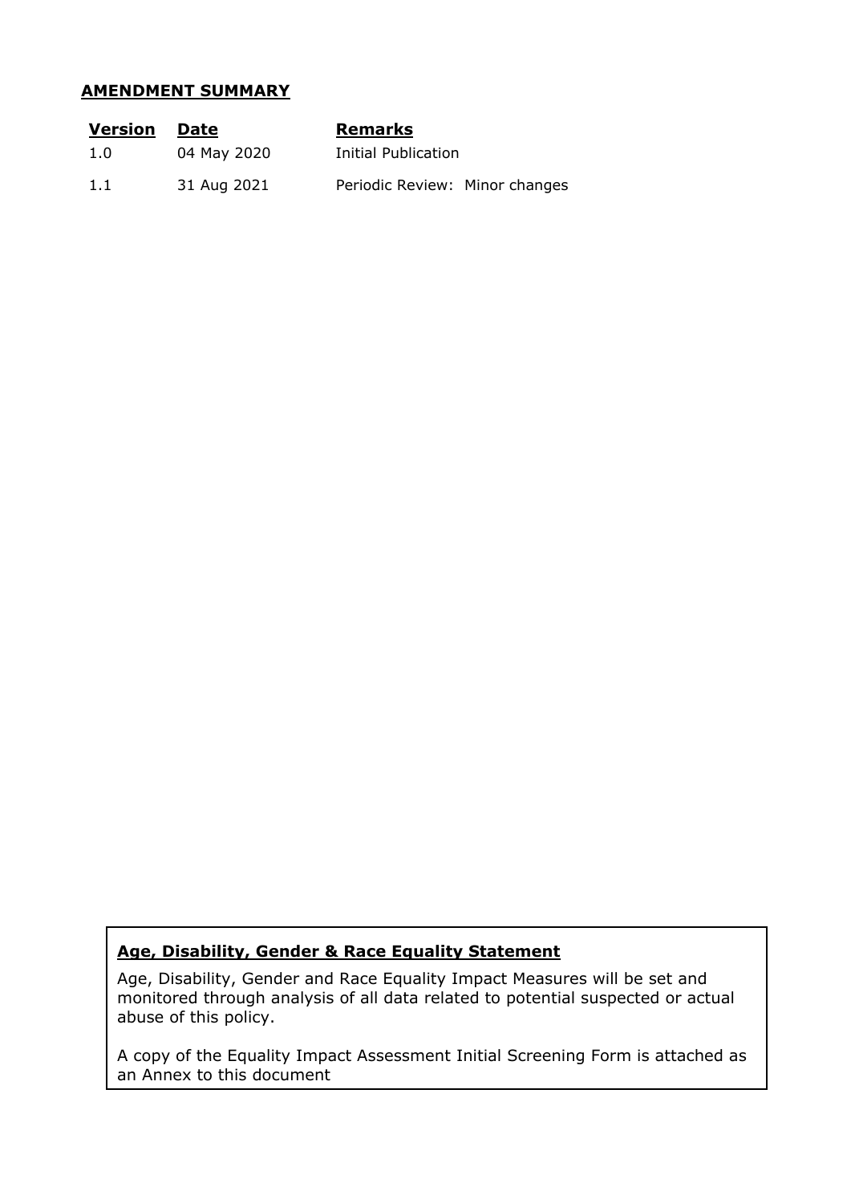## AMENDMENT SUMMARY

| Version | Date | Remarks |
| --- | --- | --- |
| 1.0 | 04 May 2020 | Initial Publication |
| 1.1 | 31 Aug 2021 | Periodic Review: Minor changes |

**Age, Disability, Gender & Race Equality Statement**

Age, Disability, Gender and Race Equality Impact Measures will be set and monitored through analysis of all data related to potential suspected or actual abuse of this policy.

A copy of the Equality Impact Assessment Initial Screening Form is attached as an Annex to this document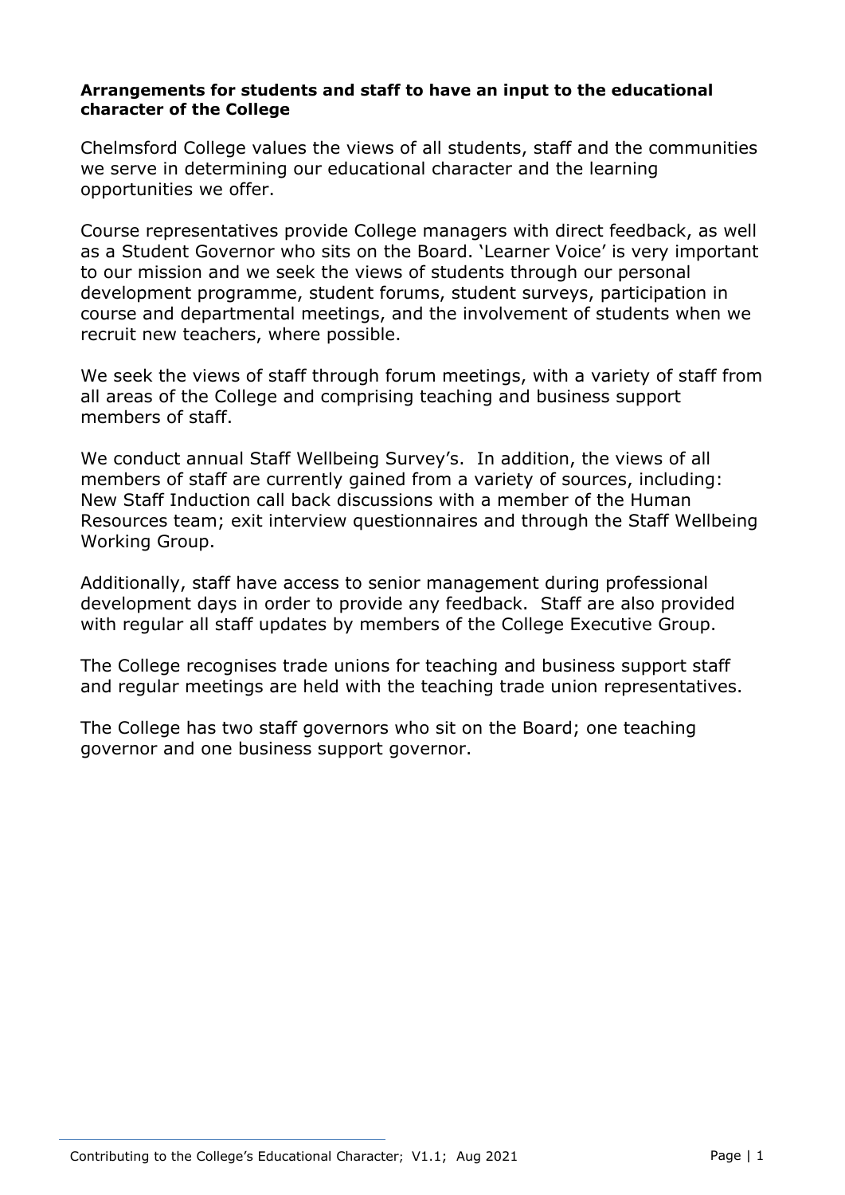**Arrangements for students and staff to have an input to the educational character of the College**

Chelmsford College values the views of all students, staff and the communities we serve in determining our educational character and the learning opportunities we offer.

Course representatives provide College managers with direct feedback, as well as a Student Governor who sits on the Board. 'Learner Voice' is very important to our mission and we seek the views of students through our personal development programme, student forums, student surveys, participation in course and departmental meetings, and the involvement of students when we recruit new teachers, where possible.

We seek the views of staff through forum meetings, with a variety of staff from all areas of the College and comprising teaching and business support members of staff.

We conduct annual Staff Wellbeing Survey's. In addition, the views of all members of staff are currently gained from a variety of sources, including: New Staff Induction call back discussions with a member of the Human Resources team; exit interview questionnaires and through the Staff Wellbeing Working Group.

Additionally, staff have access to senior management during professional development days in order to provide any feedback. Staff are also provided with regular all staff updates by members of the College Executive Group.

The College recognises trade unions for teaching and business support staff and regular meetings are held with the teaching trade union representatives.

The College has two staff governors who sit on the Board; one teaching governor and one business support governor.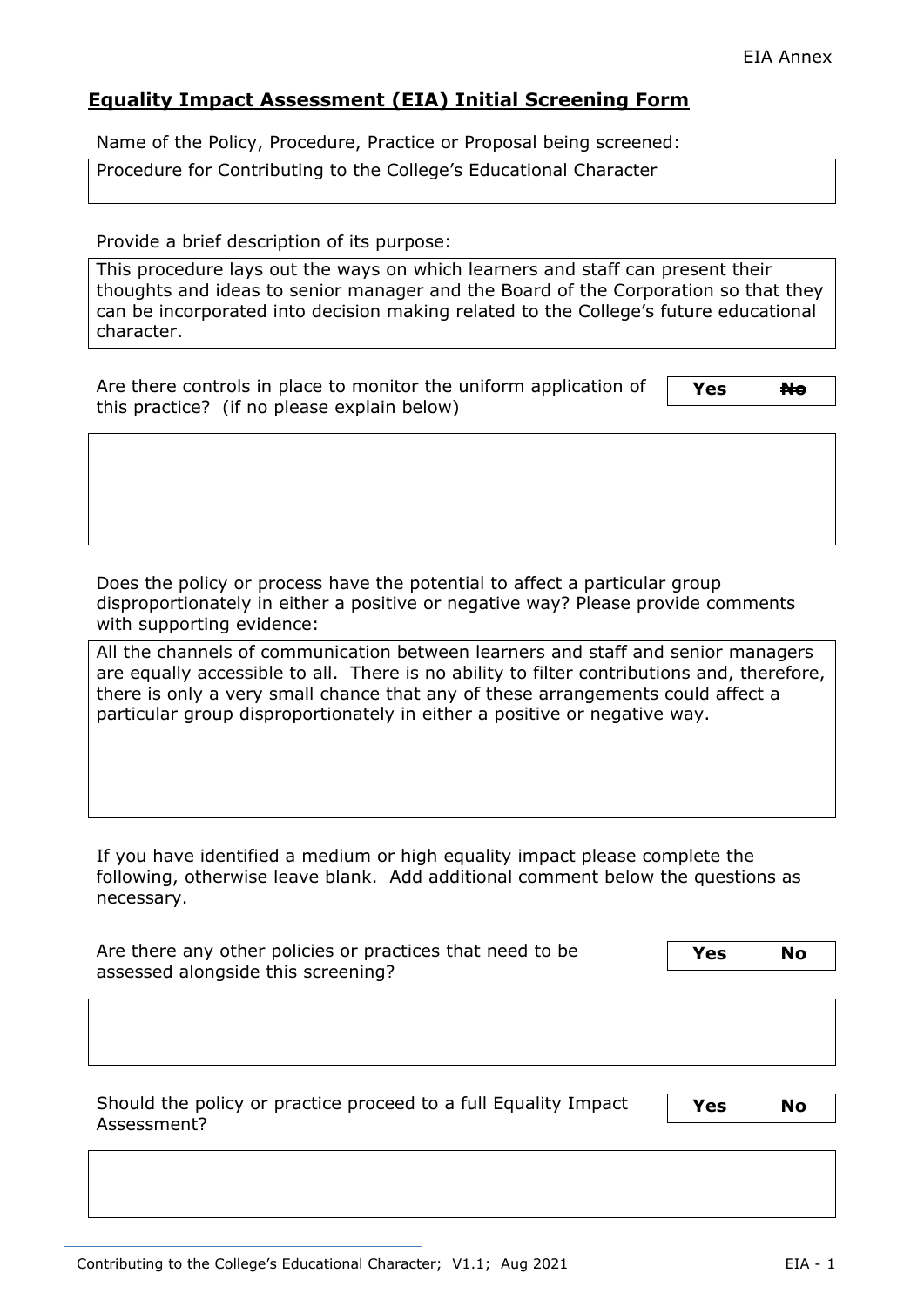# **Equality Impact Assessment (EIA) Initial Screening Form**

Name of the Policy, Procedure, Practice or Proposal being screened:

| Procedure for Contributing to the College's Educational Character |
|---|

Provide a brief description of its purpose:

| This procedure lays out the ways on which learners and staff can present their thoughts and ideas to senior manager and the Board of the Corporation so that they can be incorporated into decision making related to the College's future educational character. |
|---|

Are there controls in place to monitor the uniform application of this practice? (if no please explain below)

| **Yes** | ~~**No**~~ |
|---|---|

| |
|---|

Does the policy or process have the potential to affect a particular group disproportionately in either a positive or negative way? Please provide comments with supporting evidence:

| All the channels of communication between learners and staff and senior managers are equally accessible to all. There is no ability to filter contributions and, therefore, there is only a very small chance that any of these arrangements could affect a particular group disproportionately in either a positive or negative way. |
|---|

If you have identified a medium or high equality impact please complete the following, otherwise leave blank. Add additional comment below the questions as necessary.

Are there any other policies or practices that need to be assessed alongside this screening?

| **Yes** | **No** |
|---|---|

| |
|---|

Should the policy or practice proceed to a full Equality Impact Assessment?

| **Yes** | **No** |
|---|---|

| |
|---|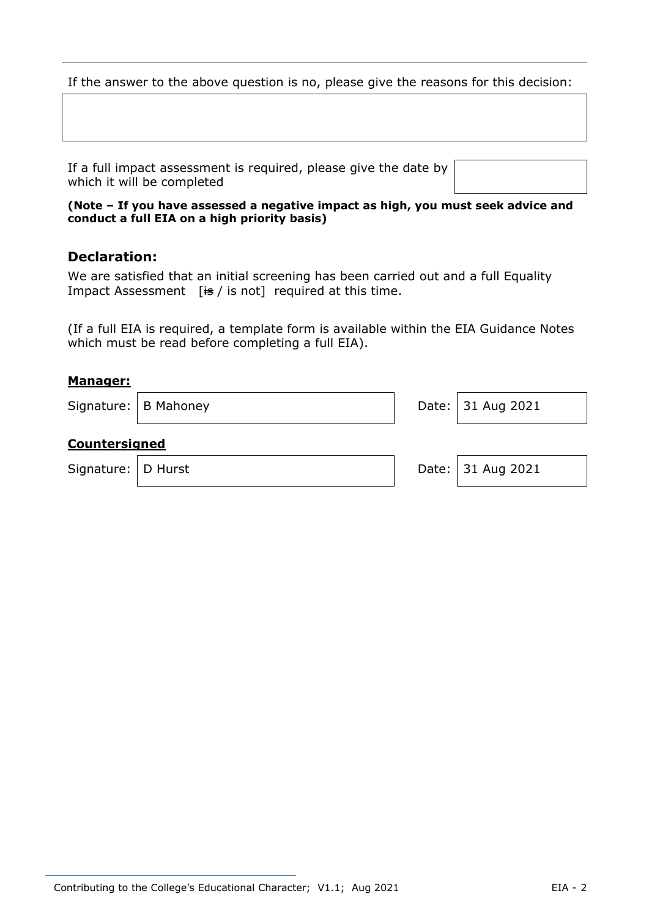If the answer to the above question is no, please give the reasons for this decision:

| |
|---|
| |

If a full impact assessment is required, please give the date by which it will be completed

| |
|---|
| |

**(Note – If you have assessed a negative impact as high, you must seek advice and conduct a full EIA on a high priority basis)**

## Declaration:

We are satisfied that an initial screening has been carried out and a full Equality Impact Assessment [~~is~~ / is not] required at this time.

(If a full EIA is required, a template form is available within the EIA Guidance Notes which must be read before completing a full EIA).

**Manager:**

| | | | |
|---|---|---|---|
| Signature: | B Mahoney | Date: | 31 Aug 2021 |

**Countersigned**

| | | | |
|---|---|---|---|
| Signature: | D Hurst | Date: | 31 Aug 2021 |